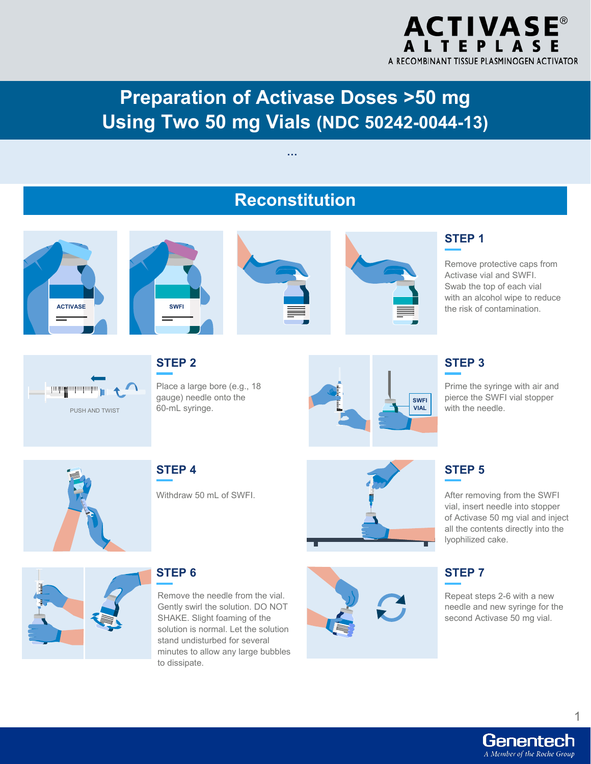ACTIVASE®
ALTEPLASE
A RECOMBINANT TISSUE PLASMINOGEN ACTIVATOR

# Preparation of Activase Doses >50 mg Using Two 50 mg Vials (NDC 50242-0044-13)

...

## Reconstitution

### STEP 1

Remove protective caps from Activase vial and SWFI. Swab the top of each vial with an alcohol wipe to reduce the risk of contamination.

### STEP 2

Place a large bore (e.g., 18 gauge) needle onto the 60-mL syringe.

PUSH AND TWIST

### STEP 3

Prime the syringe with air and pierce the SWFI vial stopper with the needle.

### STEP 4

Withdraw 50 mL of SWFI.

### STEP 5

After removing from the SWFI vial, insert needle into stopper of Activase 50 mg vial and inject all the contents directly into the lyophilized cake.

### STEP 6

Remove the needle from the vial. Gently swirl the solution. DO NOT SHAKE. Slight foaming of the solution is normal. Let the solution stand undisturbed for several minutes to allow any large bubbles to dissipate.

### STEP 7

Repeat steps 2-6 with a new needle and new syringe for the second Activase 50 mg vial.

Genentech
A Member of the Roche Group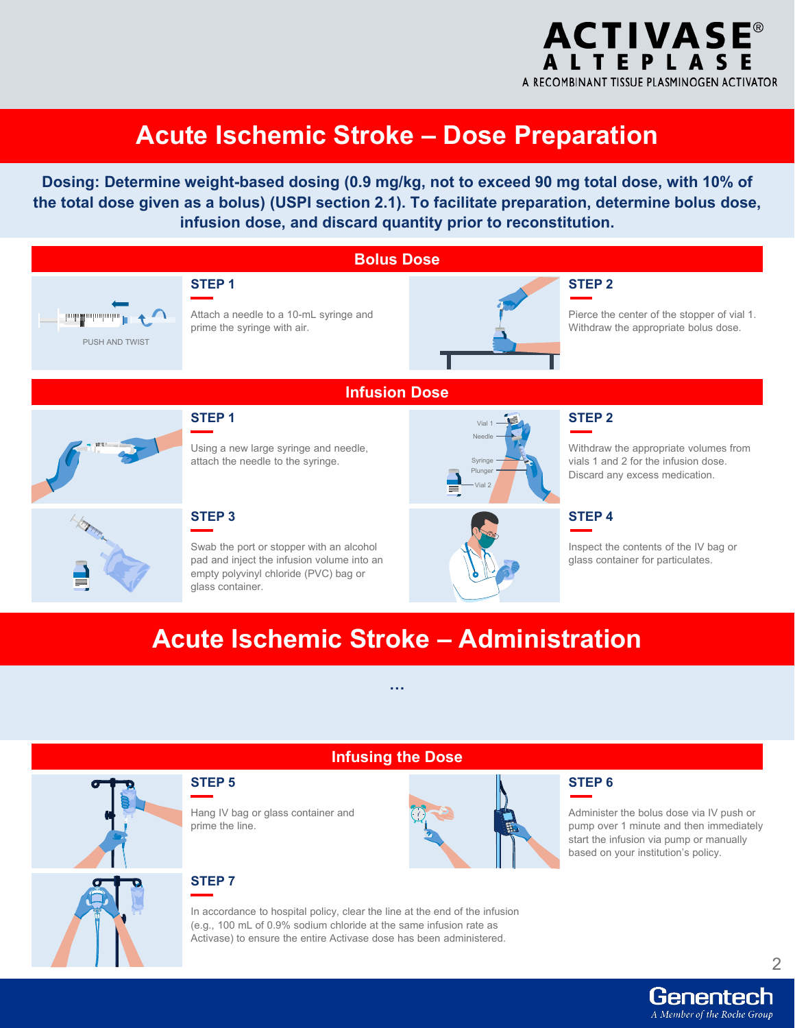ACTIVASE®
ALTEPLASE
A RECOMBINANT TISSUE PLASMINOGEN ACTIVATOR

# Acute Ischemic Stroke – Dose Preparation

**Dosing: Determine weight-based dosing (0.9 mg/kg, not to exceed 90 mg total dose, with 10% of the total dose given as a bolus) (USPI section 2.1). To facilitate preparation, determine bolus dose, infusion dose, and discard quantity prior to reconstitution.**

## Bolus Dose

PUSH AND TWIST

### STEP 1

Attach a needle to a 10-mL syringe and prime the syringe with air.

### STEP 2

Pierce the center of the stopper of vial 1. Withdraw the appropriate bolus dose.

## Infusion Dose

### STEP 1

Using a new large syringe and needle, attach the needle to the syringe.

### STEP 2

Vial 1, Needle, Syringe, Plunger, Vial 2

Withdraw the appropriate volumes from vials 1 and 2 for the infusion dose. Discard any excess medication.

### STEP 3

Swab the port or stopper with an alcohol pad and inject the infusion volume into an empty polyvinyl chloride (PVC) bag or glass container.

### STEP 4

Inspect the contents of the IV bag or glass container for particulates.

# Acute Ischemic Stroke – Administration

...

## Infusing the Dose

### STEP 5

Hang IV bag or glass container and prime the line.

### STEP 6

Administer the bolus dose via IV push or pump over 1 minute and then immediately start the infusion via pump or manually based on your institution's policy.

### STEP 7

In accordance to hospital policy, clear the line at the end of the infusion (e.g., 100 mL of 0.9% sodium chloride at the same infusion rate as Activase) to ensure the entire Activase dose has been administered.

Genentech
A Member of the Roche Group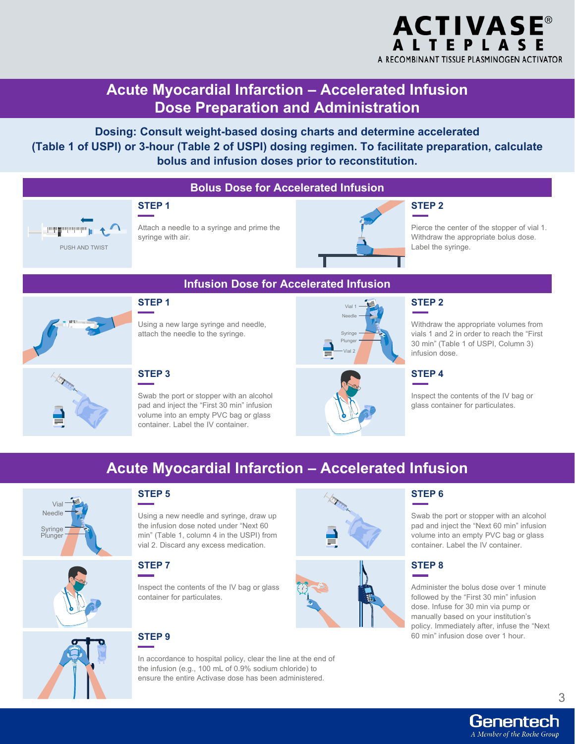# ACTIVASE®
## ALTEPLASE
A RECOMBINANT TISSUE PLASMINOGEN ACTIVATOR

# Acute Myocardial Infarction – Accelerated Infusion Dose Preparation and Administration

**Dosing: Consult weight-based dosing charts and determine accelerated (Table 1 of USPI) or 3-hour (Table 2 of USPI) dosing regimen. To facilitate preparation, calculate bolus and infusion doses prior to reconstitution.**

## Bolus Dose for Accelerated Infusion

PUSH AND TWIST

### STEP 1

Attach a needle to a syringe and prime the syringe with air.

### STEP 2

Pierce the center of the stopper of vial 1. Withdraw the appropriate bolus dose. Label the syringe.

## Infusion Dose for Accelerated Infusion

### STEP 1

Using a new large syringe and needle, attach the needle to the syringe.

### STEP 2

Vial 1, Needle, Syringe, Plunger, Vial 2

Withdraw the appropriate volumes from vials 1 and 2 in order to reach the "First 30 min" (Table 1 of USPI, Column 3) infusion dose.

### STEP 3

Swab the port or stopper with an alcohol pad and inject the "First 30 min" infusion volume into an empty PVC bag or glass container. Label the IV container.

### STEP 4

Inspect the contents of the IV bag or glass container for particulates.

# Acute Myocardial Infarction – Accelerated Infusion

### STEP 5

Vial, Needle, Syringe, Plunger

Using a new needle and syringe, draw up the infusion dose noted under "Next 60 min" (Table 1, column 4 in the USPI) from vial 2. Discard any excess medication.

### STEP 6

Swab the port or stopper with an alcohol pad and inject the "Next 60 min" infusion volume into an empty PVC bag or glass container. Label the IV container.

### STEP 7

Inspect the contents of the IV bag or glass container for particulates.

### STEP 8

Administer the bolus dose over 1 minute followed by the "First 30 min" infusion dose. Infuse for 30 min via pump or manually based on your institution's policy. Immediately after, infuse the "Next 60 min" infusion dose over 1 hour.

### STEP 9

In accordance to hospital policy, clear the line at the end of the infusion (e.g., 100 mL of 0.9% sodium chloride) to ensure the entire Activase dose has been administered.

Genentech
A Member of the Roche Group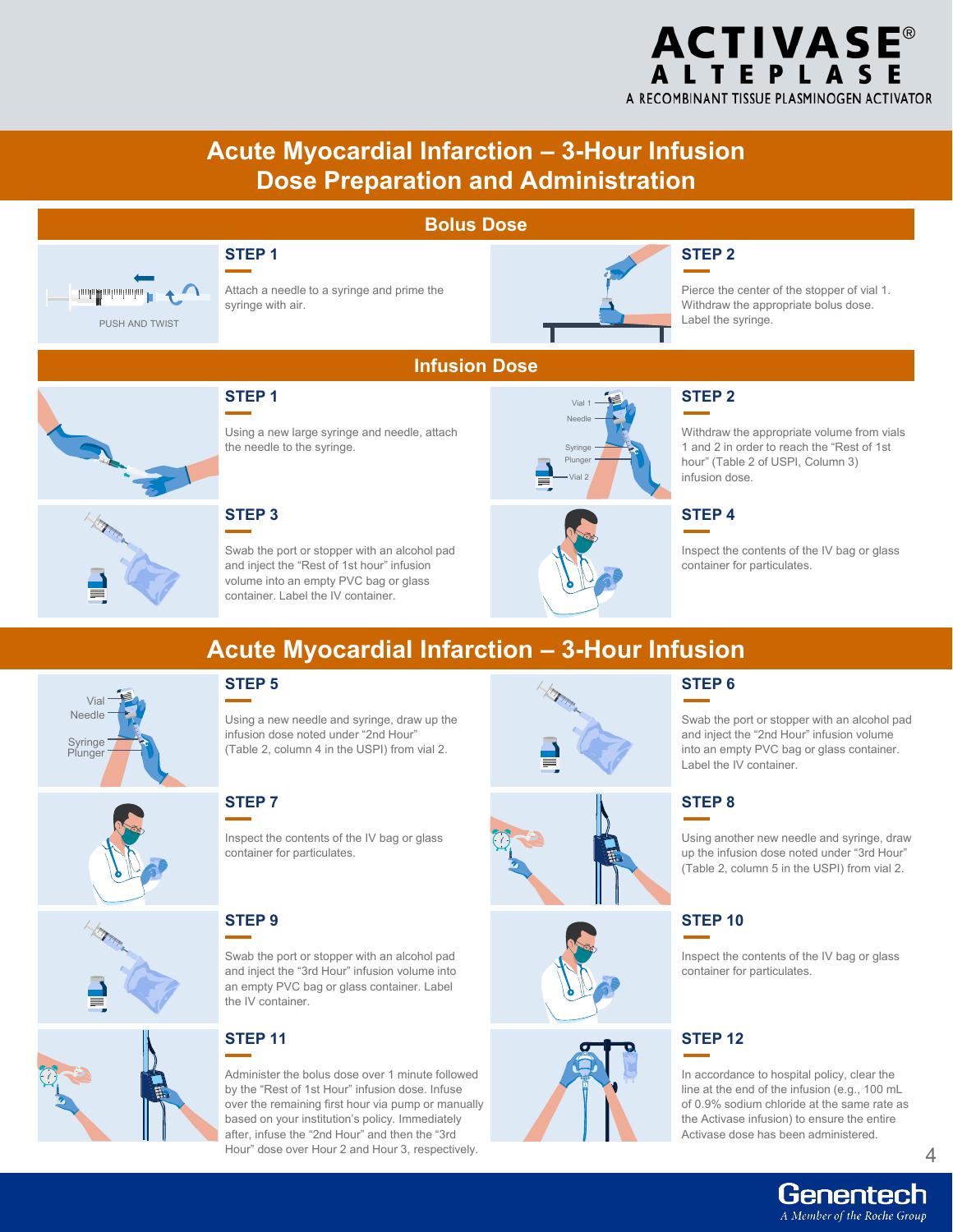# ACTIVASE® ALTEPLASE

A RECOMBINANT TISSUE PLASMINOGEN ACTIVATOR

## Acute Myocardial Infarction – 3-Hour Infusion Dose Preparation and Administration

### Bolus Dose

PUSH AND TWIST

**STEP 1**

Attach a needle to a syringe and prime the syringe with air.

**STEP 2**

Pierce the center of the stopper of vial 1. Withdraw the appropriate bolus dose. Label the syringe.

### Infusion Dose

**STEP 1**

Using a new large syringe and needle, attach the needle to the syringe.

**STEP 2**

Withdraw the appropriate volume from vials 1 and 2 in order to reach the "Rest of 1st hour" (Table 2 of USPI, Column 3) infusion dose.

**STEP 3**

Swab the port or stopper with an alcohol pad and inject the "Rest of 1st hour" infusion volume into an empty PVC bag or glass container. Label the IV container.

**STEP 4**

Inspect the contents of the IV bag or glass container for particulates.

## Acute Myocardial Infarction – 3-Hour Infusion

**STEP 5**

Using a new needle and syringe, draw up the infusion dose noted under "2nd Hour" (Table 2, column 4 in the USPI) from vial 2.

**STEP 6**

Swab the port or stopper with an alcohol pad and inject the "2nd Hour" infusion volume into an empty PVC bag or glass container. Label the IV container.

**STEP 7**

Inspect the contents of the IV bag or glass container for particulates.

**STEP 8**

Using another new needle and syringe, draw up the infusion dose noted under "3rd Hour" (Table 2, column 5 in the USPI) from vial 2.

**STEP 9**

Swab the port or stopper with an alcohol pad and inject the "3rd Hour" infusion volume into an empty PVC bag or glass container. Label the IV container.

**STEP 10**

Inspect the contents of the IV bag or glass container for particulates.

**STEP 11**

Administer the bolus dose over 1 minute followed by the "Rest of 1st Hour" infusion dose. Infuse over the remaining first hour via pump or manually based on your institution's policy. Immediately after, infuse the "2nd Hour" and then the "3rd Hour" dose over Hour 2 and Hour 3, respectively.

**STEP 12**

In accordance to hospital policy, clear the line at the end of the infusion (e.g., 100 mL of 0.9% sodium chloride at the same rate as the Activase infusion) to ensure the entire Activase dose has been administered.

Genentech

*A Member of the Roche Group*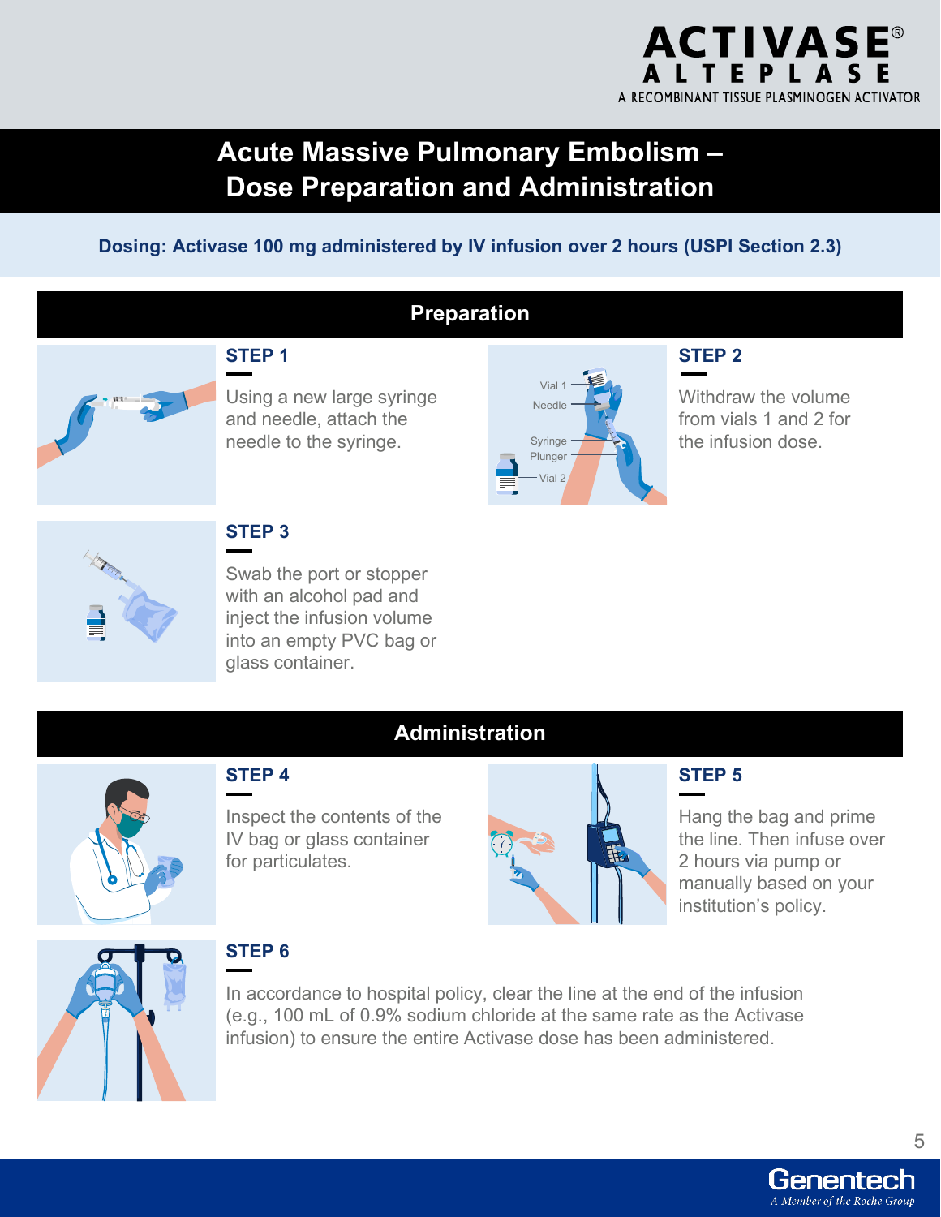**ACTIVASE®**
**ALTEPLASE**
A RECOMBINANT TISSUE PLASMINOGEN ACTIVATOR

# Acute Massive Pulmonary Embolism – Dose Preparation and Administration

**Dosing: Activase 100 mg administered by IV infusion over 2 hours (USPI Section 2.3)**

## Preparation

### STEP 1

Using a new large syringe and needle, attach the needle to the syringe.

### STEP 2

Vial 1
Needle
Syringe
Plunger
Vial 2

Withdraw the volume from vials 1 and 2 for the infusion dose.

### STEP 3

Swab the port or stopper with an alcohol pad and inject the infusion volume into an empty PVC bag or glass container.

## Administration

### STEP 4

Inspect the contents of the IV bag or glass container for particulates.

### STEP 5

Hang the bag and prime the line. Then infuse over 2 hours via pump or manually based on your institution's policy.

### STEP 6

In accordance to hospital policy, clear the line at the end of the infusion (e.g., 100 mL of 0.9% sodium chloride at the same rate as the Activase infusion) to ensure the entire Activase dose has been administered.

Genentech
A Member of the Roche Group